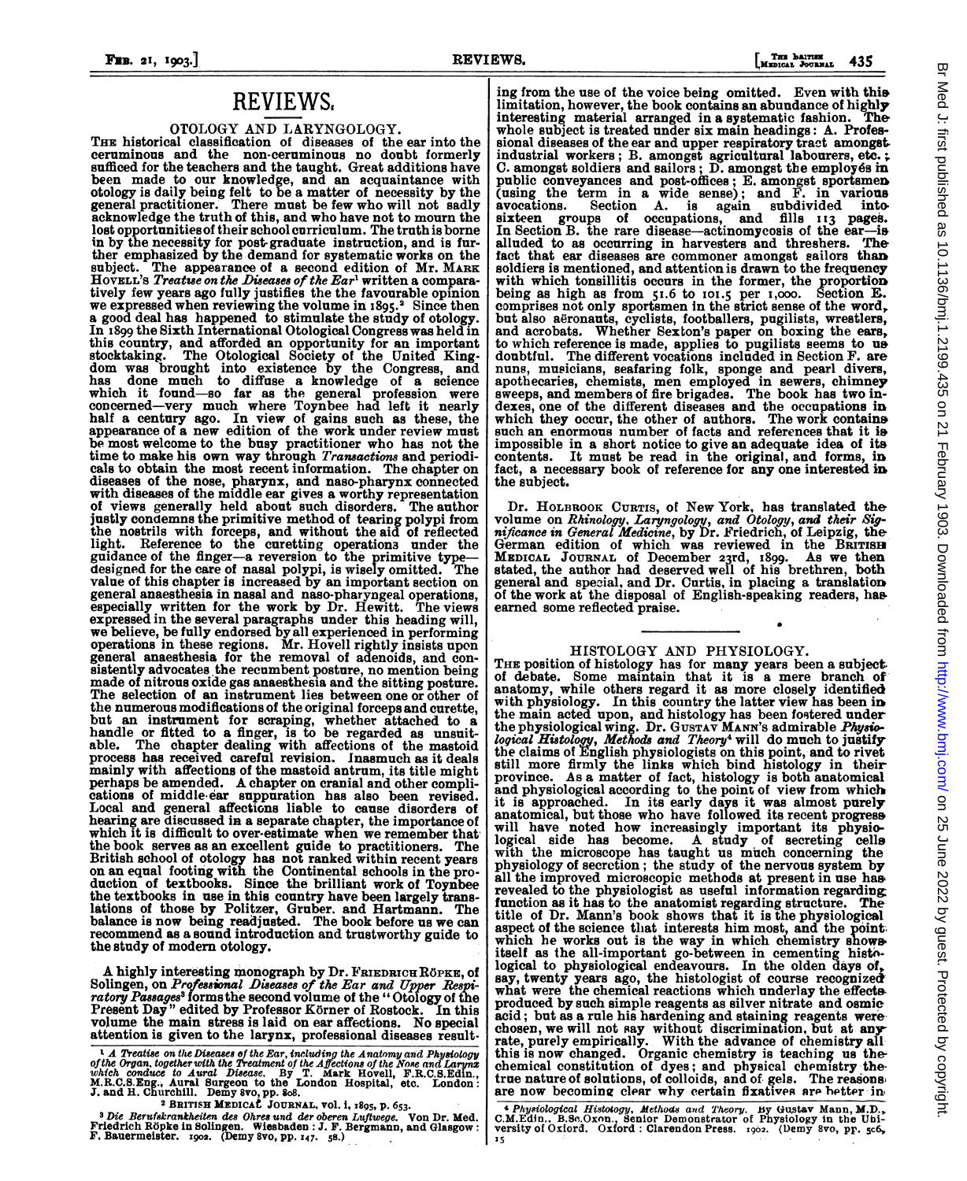# REVIEWS.

## OTOLOGY AND LARYNGOLOGY.

THE historical classification of diseases of the ear into the ceruminous and the non-ceruminous no doubt formerly sufficed for the teachers and the taught. Great additions have been made to our knowledge, and an acquaintance with otology is daily being felt to be a matter of necessity by the general practitioner. There must be few who will not sadly acknowledge the truth of this, and who have not to mourn the lost opportunities of their school curriculum. The truth is borne in by the necessity for post-graduate instruction, and is further emphasized by the demand for systematic works on the subject. The appearance of a second edition of Mr. MARK HOVELL'S *Treatise on the Diseases of the Ear*[1] written a comparatively few years ago fully justifies the the favourable opinion we expressed when reviewing the volume in 1895.[2] Since then a good deal has happened to stimulate the study of otology. In 1899 the Sixth International Otological Congress was held in this country, and afforded an opportunity for an important stocktaking. The Otological Society of the United Kingdom was brought into existence by the Congress, and has done much to diffuse a knowledge of a science which it found—so far as the general profession were concerned—very much where Toynbee had left it nearly half a century ago. In view of gains such as these, the appearance of a new edition of the work under review must be most welcome to the busy practitioner who has not the time to make his own way through *Transactions* and periodicals to obtain the most recent information. The chapter on diseases of the nose, pharynx, and naso-pharynx connected with diseases of the middle ear gives a worthy representation of views generally held about such disorders. The author justly condemns the primitive method of tearing polypi from the nostrils with forceps, and without the aid of reflected light. Reference to the curetting operations under the guidance of the finger—a reversion to the primitive type—designed for the care of nasal polypi, is wisely omitted. The value of this chapter is increased by an important section on general anaesthesia in nasal and naso-pharyngeal operations, especially written for the work by Dr. Hewitt. The views expressed in the several paragraphs under this heading will, we believe, be fully endorsed by all experienced in performing operations in these regions. Mr. Hovell rightly insists upon general anaesthesia for the removal of adenoids, and consistently advocates the recumbent posture, no mention being made of nitrous oxide gas anaesthesia and the sitting posture. The selection of an instrument lies between one or other of the numerous modifications of the original forceps and curette, but an instrument for scraping, whether attached to a handle or fitted to a finger, is to be regarded as unsuitable. The chapter dealing with affections of the mastoid process has received careful revision. Inasmuch as it deals mainly with affections of the mastoid antrum, its title might perhaps be amended. A chapter on cranial and other complications of middle-ear suppuration has also been revised. Local and general affections liable to cause disorders of hearing are discussed in a separate chapter, the importance of which it is difficult to over-estimate when we remember that the book serves as an excellent guide to practitioners. The British school of otology has not ranked within recent years on an equal footing with the Continental schools in the production of textbooks. Since the brilliant work of Toynbee the textbooks in use in this country have been largely translations of those by Politzer, Gruber, and Hartmann. The balance is now being readjusted. The book before us we can recommend as a sound introduction and trustworthy guide to the study of modern otology.

A highly interesting monograph by Dr. FRIEDRICH RÖPKE, of Solingen, on *Professional Diseases of the Ear and Upper Respiratory Passages*[3] forms the second volume of the "Otology of the Present Day" edited by Professor Körner of Rostock. In this volume the main stress is laid on ear affections. No special attention is given to the larynx, professional diseases resulting from the use of the voice being omitted. Even with this limitation, however, the book contains an abundance of highly interesting material arranged in a systematic fashion. The whole subject is treated under six main headings: A. Professional diseases of the ear and upper respiratory tract amongst industrial workers; B. amongst agricultural labourers, etc.; C. amongst soldiers and sailors; D. amongst the employés in public conveyances and post-offices; E. amongst sportsmen (using the term in a wide sense); and F. in various avocations. Section A. is again subdivided into sixteen groups of occupations, and fills 113 pages. In Section B. the rare disease—actinomycosis of the ear—is alluded to as occurring in harvesters and threshers. The fact that ear diseases are commoner amongst sailors than soldiers is mentioned, and attention is drawn to the frequency with which tonsillitis occurs in the former, the proportion being as high as from 51.6 to 101.5 per 1,000. Section E. comprises not only sportsmen in the strict sense of the word, but also aëronauts, cyclists, footballers, pugilists, wrestlers, and acrobats. Whether Sexton's paper on boxing the ears, to which reference is made, applies to pugilists seems to us doubtful. The different vocations included in Section F. are nuns, musicians, seafaring folk, sponge and pearl divers, apothecaries, chemists, men employed in sewers, chimney sweeps, and members of fire brigades. The book has two indexes, one of the different diseases and the occupations in which they occur, the other of authors. The work contains such an enormous number of facts and references that it is impossible in a short notice to give an adequate idea of its contents. It must be read in the original, and forms, in fact, a necessary book of reference for any one interested in the subject.

Dr. HOLBROOK CURTIS, of New York, has translated the volume on *Rhinology, Laryngology, and Otology, and their Significance in General Medicine*, by Dr. Friedrich, of Leipzig, the German edition of which was reviewed in the BRITISH MEDICAL JOURNAL of December 23rd, 1899. As we then stated, the author had deserved well of his brethren, both general and special, and Dr. Curtis, in placing a translation of the work at the disposal of English-speaking readers, has earned some reflected praise.

## HISTOLOGY AND PHYSIOLOGY.

THE position of histology has for many years been a subject of debate. Some maintain that it is a mere branch of anatomy, while others regard it as more closely identified with physiology. In this country the latter view has been in the main acted upon, and histology has been fostered under the physiological wing. Dr. GUSTAV MANN'S admirable *Physiological Histology, Methods and Theory*[4] will do much to justify the claims of English physiologists on this point, and to rivet still more firmly the links which bind histology in their province. As a matter of fact, histology is both anatomical and physiological according to the point of view from which it is approached. In its early days it was almost purely anatomical, but those who have followed its recent progress will have noted how increasingly important its physiological side has become. A study of secreting cells with the microscope has taught us much concerning the physiology of secretion; the study of the nervous system by all the improved microscopic methods at present in use has revealed to the physiologist as useful information regarding function as it has to the anatomist regarding structure. The title of Dr. Mann's book shows that it is the physiological aspect of the science that interests him most, and the point which he works out is the way in which chemistry shows itself as the all-important go-between in cementing histological to physiological endeavours. In the olden days of, say, twenty years ago, the histologist of course recognized what were the chemical reactions which underlay the effects produced by such simple reagents as silver nitrate and osmic acid; but as a rule his hardening and staining reagents were chosen, we will not say without discrimination, but at any rate, purely empirically. With the advance of chemistry all this is now changed. Organic chemistry is teaching us the chemical constitution of dyes; and physical chemistry the true nature of solutions, of colloids, and of gels. The reasons are now becoming clear why certain fixatives are better in

---

[1] *A Treatise on the Diseases of the Ear, including the Anatomy and Physiology of the Organ, together with the Treatment of the Affections of the Nose and Larynx which conduce to Aural Disease.* By T. Mark Hovell, F.R.C.S.Edin., M.R.C.S.Eng., Aural Surgeon to the London Hospital, etc. London: J. and H. Churchill. Demy 8vo, pp. 808.

[2] BRITISH MEDICAL JOURNAL, vol. i, 1895, p. 653.

[3] *Die Berufskrankheiten des Ohres und der oberen Luftwege.* Von Dr. Med. Friedrich Röpke in Solingen. Wiesbaden: J. F. Bergmann, and Glasgow: F. Bauermeister. 1902. (Demy 8vo, pp. 147. 5s.)

[4] *Physiological Histology, Methods and Theory.* By Gustav Mann, M.D., C.M.Edin., B.Sc.Oxon., Senior Demonstrator of Physiology in the University of Oxford. Oxford: Clarendon Press. 1902. (Demy 8vo, pp. 506, 15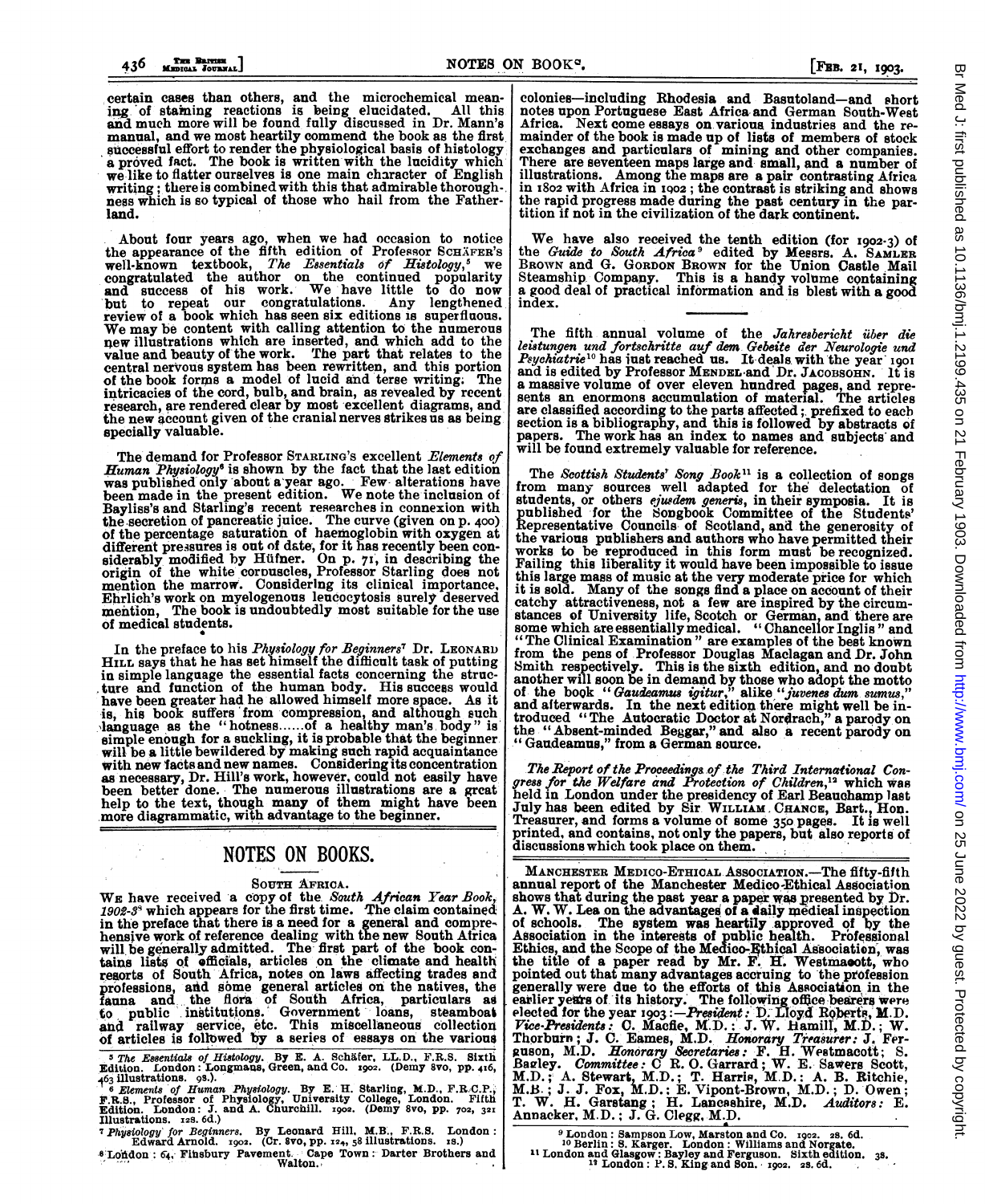certain cases than others, and the microchemical meaning of staining reactions is being elucidated. All this and much more will be found fully discussed in Dr. Mann's manual, and we most heartily commend the book as the first successful effort to render the physiological basis of histology a proved fact. The book is written with the lucidity which we like to flatter ourselves is one main character of English writing; there is combined with this that admirable thoroughness which is so typical of those who hail from the Fatherland.

About four years ago, when we had occasion to notice the appearance of the fifth edition of Professor SCHÄFER's well-known textbook, *The Essentials of Histology*,[5] we congratulated the author on the continued popularity and success of his work. We have little to do now but to repeat our congratulations. Any lengthened review of a book which has seen six editions is superfluous. We may be content with calling attention to the numerous new illustrations which are inserted, and which add to the value and beauty of the work. The part that relates to the central nervous system has been rewritten, and this portion of the book forms a model of lucid and terse writing. The intricacies of the cord, bulb, and brain, as revealed by recent research, are rendered clear by most excellent diagrams, and the new account given of the cranial nerves strikes us as being specially valuable.

The demand for Professor STARLING's excellent *Elements of Human Physiology*[6] is shown by the fact that the last edition was published only about a year ago. Few alterations have been made in the present edition. We note the inclusion of Bayliss's and Starling's recent researches in connexion with the secretion of pancreatic juice. The curve (given on p. 400) of the percentage saturation of haemoglobin with oxygen at different pressures is out of date, for it has recently been considerably modified by Hüfner. On p. 71, in describing the origin of the white corpuscles, Professor Starling does not mention the marrow. Considering its clinical importance, Ehrlich's work on myelogenous leucocytosis surely deserved mention. The book is undoubtedly most suitable for the use of medical students.

In the preface to his *Physiology for Beginners*[7] Dr. LEONARD HILL says that he has set himself the difficult task of putting in simple language the essential facts concerning the structure and function of the human body. His success would have been greater had he allowed himself more space. As it is, his book suffers from compression, and although such language as the "hotness......of a healthy man's body" is simple enough for a suckling, it is probable that the beginner will be a little bewildered by making such rapid acquaintance with new facts and new names. Considering its concentration as necessary, Dr. Hill's work, however, could not easily have been better done. The numerous illustrations are a great help to the text, though many of them might have been more diagrammatic, with advantage to the beginner.

## NOTES ON BOOKS.

### SOUTH AFRICA.

WE have received a copy of the *South African Year Book, 1902-3*[8] which appears for the first time. The claim contained in the preface that there is a need for a general and comprehensive work of reference dealing with the new South Africa will be generally admitted. The first part of the book contains lists of officials, articles on the climate and health resorts of South Africa, notes on laws affecting trades and professions, and some general articles on the natives, the fauna and the flora of South Africa, particulars as to public institutions. Government loans, steamboat and railway service, etc. This miscellaneous collection of articles is followed by a series of essays on the various colonies—including Rhodesia and Basutoland—and short notes upon Portuguese East Africa and German South-West Africa. Next come essays on various industries and the remainder of the book is made up of lists of members of stock exchanges and particulars of mining and other companies. There are seventeen maps large and small, and a number of illustrations. Among the maps are a pair contrasting Africa in 1802 with Africa in 1902; the contrast is striking and shows the rapid progress made during the past century in the partition if not in the civilization of the dark continent.

We have also received the tenth edition (for 1902-3) of the *Guide to South Africa*[9] edited by Messrs. A. SAMLER BROWN and G. GORDON BROWN for the Union Castle Mail Steamship Company. This is a handy volume containing a good deal of practical information and is blest with a good index.

The fifth annual volume of the *Jahresbericht über die leistungen und fortschritte auf dem Gebiete der Neurologie und Psychiatrie*[10] has just reached us. It deals with the year 1901 and is edited by Professor MENDEL and Dr. JACOBSOHN. It is a massive volume of over eleven hundred pages, and represents an enormous accumulation of material. The articles are classified according to the parts affected; prefixed to each section is a bibliography, and this is followed by abstracts of papers. The work has an index to names and subjects and will be found extremely valuable for reference.

The *Scottish Students' Song Book*[11] is a collection of songs from many sources well adapted for the delectation of students, or others *ejusdem generis*, in their symposia. It is published for the Songbook Committee of the Students' Representative Councils of Scotland, and the generosity of the various publishers and authors who have permitted their works to be reproduced in this form must be recognized. Failing this liberality it would have been impossible to issue this large mass of music at the very moderate price for which it is sold. Many of the songs find a place on account of their catchy attractiveness, not a few are inspired by the circumstances of University life, Scotch or German, and there are some which are essentially medical. "Chancellor Inglis" and "The Clinical Examination" are examples of the best known from the pens of Professor Douglas Maclagan and Dr. John Smith respectively. This is the sixth edition, and no doubt another will soon be in demand by those who adopt the motto of the book "*Gaudeamus igitur*," alike "*juvenes dum sumus*," and afterwards. In the next edition there might well be introduced "The Autocratic Doctor at Nordrach," a parody on the "Absent-minded Beggar," and also a recent parody on "Gaudeamus," from a German source.

*The Report of the Proceedings of the Third International Congress for the Welfare and Protection of Children*,[12] which was held in London under the presidency of Earl Beauchamp last July has been edited by Sir WILLIAM CHANCE, Bart., Hon. Treasurer, and forms a volume of some 350 pages. It is well printed, and contains, not only the papers, but also reports of discussions which took place on them.

MANCHESTER MEDICO-ETHICAL ASSOCIATION.—The fifty-fifth annual report of the Manchester Medico-Ethical Association shows that during the past year a paper was presented by Dr. A. W. W. Lea on the advantages of a daily medical inspection of schools. The system was heartily approved of by the Association in the interests of public health. Professional Ethics, and the Scope of the Medico-Ethical Association, was the title of a paper read by Mr. F. H. Westmacott, who pointed out that many advantages accruing to the profession generally were due to the efforts of this Association in the earlier years of its history. The following office bearers were elected for the year 1903:—*President:* D. Lloyd Roberts, M.D. *Vice-Presidents:* C. Macfie, M.D.; J. W. Hamill, M.D.; W. Thorburn; J. C. Eames, M.D. *Honorary Treasurer:* J. Ferguson, M.D. *Honorary Secretaries:* F. H. Westmacott; S. Bagley. *Committee:* C. R. O. Garrard; W. E. Sawers Scott, M.D.; A. Stewart, M.D.; T. Harris, M.D.; A. B. Ritchie, M.B.; J. J. Fox, M.D.; E. Vipont-Brown, M.D.; D. Owen; T. W. H. Garstang; H. Lancashire, M.D. *Auditors:* E. Annacker, M.D.; J. G. Clegg, M.D.

[5] *The Essentials of Histology*. By E. A. Schäfer, LL.D., F.R.S. Sixth Edition. London: Longmans, Green, and Co. 1902. (Demy 8vo, pp. 416, 463 illustrations. 9s.)

[6] *Elements of Human Physiology*. By E. H. Starling, M.D., F.R.C.P., F.R.S., Professor of Physiology, University College, London. Fifth Edition. London: J. and A. Churchill. 1902. (Demy 8vo, pp. 702, 321 illustrations. 12s. 6d.)

[7] *Physiology for Beginners*. By Leonard Hill, M.B., F.R.S. London: Edward Arnold. 1902. (Cr. 8vo, pp. 124, 58 illustrations. 1s.)

[8] London: 64, Finsbury Pavement. Cape Town: Darter Brothers and Walton.

[9] London: Sampson Low, Marston and Co. 1902. 2s. 6d.

[10] Berlin: S. Karger. London: Williams and Norgate.

[11] London and Glasgow: Bayley and Ferguson. Sixth edition. 3s.

[12] London: P. S. King and Son. 1902. 2s. 6d.